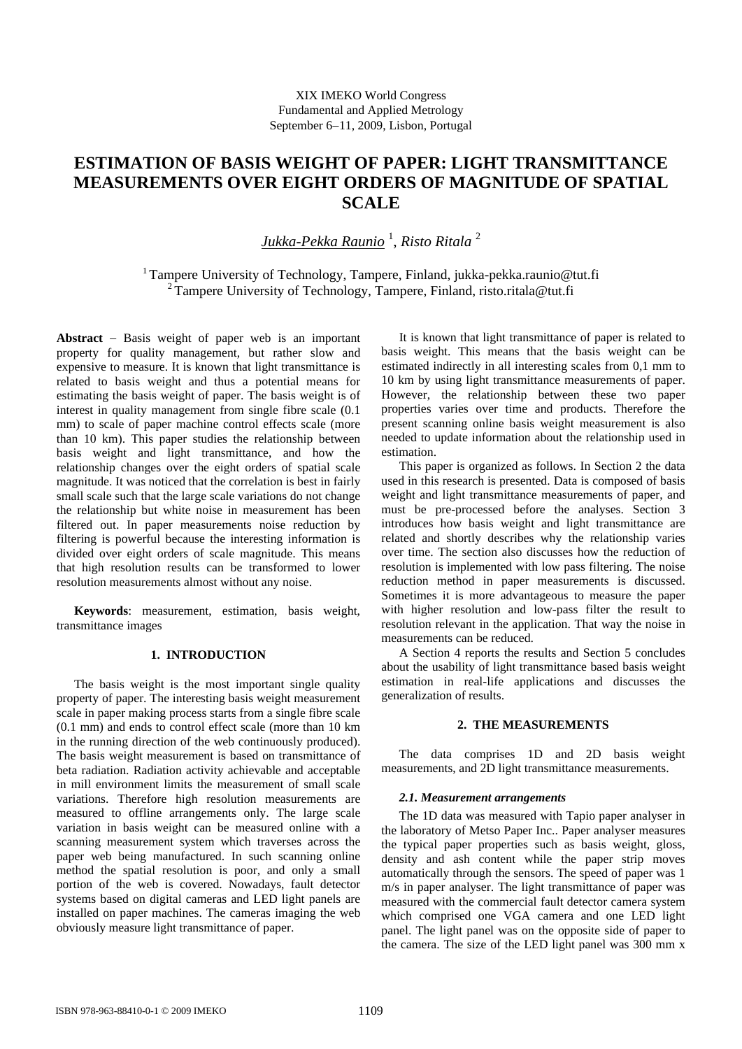XIX IMEKO World Congress
Fundamental and Applied Metrology
September 6−11, 2009, Lisbon, Portugal

# ESTIMATION OF BASIS WEIGHT OF PAPER: LIGHT TRANSMITTANCE MEASUREMENTS OVER EIGHT ORDERS OF MAGNITUDE OF SPATIAL SCALE

*Jukka-Pekka Raunio* [1], *Risto Ritala* [2]

[1] Tampere University of Technology, Tampere, Finland, jukka-pekka.raunio@tut.fi
[2] Tampere University of Technology, Tampere, Finland, risto.ritala@tut.fi

**Abstract** − Basis weight of paper web is an important property for quality management, but rather slow and expensive to measure. It is known that light transmittance is related to basis weight and thus a potential means for estimating the basis weight of paper. The basis weight is of interest in quality management from single fibre scale (0.1 mm) to scale of paper machine control effects scale (more than 10 km). This paper studies the relationship between basis weight and light transmittance, and how the relationship changes over the eight orders of spatial scale magnitude. It was noticed that the correlation is best in fairly small scale such that the large scale variations do not change the relationship but white noise in measurement has been filtered out. In paper measurements noise reduction by filtering is powerful because the interesting information is divided over eight orders of scale magnitude. This means that high resolution results can be transformed to lower resolution measurements almost without any noise.

**Keywords**: measurement, estimation, basis weight, transmittance images

## 1. INTRODUCTION

The basis weight is the most important single quality property of paper. The interesting basis weight measurement scale in paper making process starts from a single fibre scale (0.1 mm) and ends to control effect scale (more than 10 km in the running direction of the web continuously produced). The basis weight measurement is based on transmittance of beta radiation. Radiation activity achievable and acceptable in mill environment limits the measurement of small scale variations. Therefore high resolution measurements are measured to offline arrangements only. The large scale variation in basis weight can be measured online with a scanning measurement system which traverses across the paper web being manufactured. In such scanning online method the spatial resolution is poor, and only a small portion of the web is covered. Nowadays, fault detector systems based on digital cameras and LED light panels are installed on paper machines. The cameras imaging the web obviously measure light transmittance of paper.

It is known that light transmittance of paper is related to basis weight. This means that the basis weight can be estimated indirectly in all interesting scales from 0,1 mm to 10 km by using light transmittance measurements of paper. However, the relationship between these two paper properties varies over time and products. Therefore the present scanning online basis weight measurement is also needed to update information about the relationship used in estimation.

This paper is organized as follows. In Section 2 the data used in this research is presented. Data is composed of basis weight and light transmittance measurements of paper, and must be pre-processed before the analyses. Section 3 introduces how basis weight and light transmittance are related and shortly describes why the relationship varies over time. The section also discusses how the reduction of resolution is implemented with low pass filtering. The noise reduction method in paper measurements is discussed. Sometimes it is more advantageous to measure the paper with higher resolution and low-pass filter the result to resolution relevant in the application. That way the noise in measurements can be reduced.

A Section 4 reports the results and Section 5 concludes about the usability of light transmittance based basis weight estimation in real-life applications and discusses the generalization of results.

## 2. THE MEASUREMENTS

The data comprises 1D and 2D basis weight measurements, and 2D light transmittance measurements.

### *2.1. Measurement arrangements*

The 1D data was measured with Tapio paper analyser in the laboratory of Metso Paper Inc.. Paper analyser measures the typical paper properties such as basis weight, gloss, density and ash content while the paper strip moves automatically through the sensors. The speed of paper was 1 m/s in paper analyser. The light transmittance of paper was measured with the commercial fault detector camera system which comprised one VGA camera and one LED light panel. The light panel was on the opposite side of paper to the camera. The size of the LED light panel was 300 mm x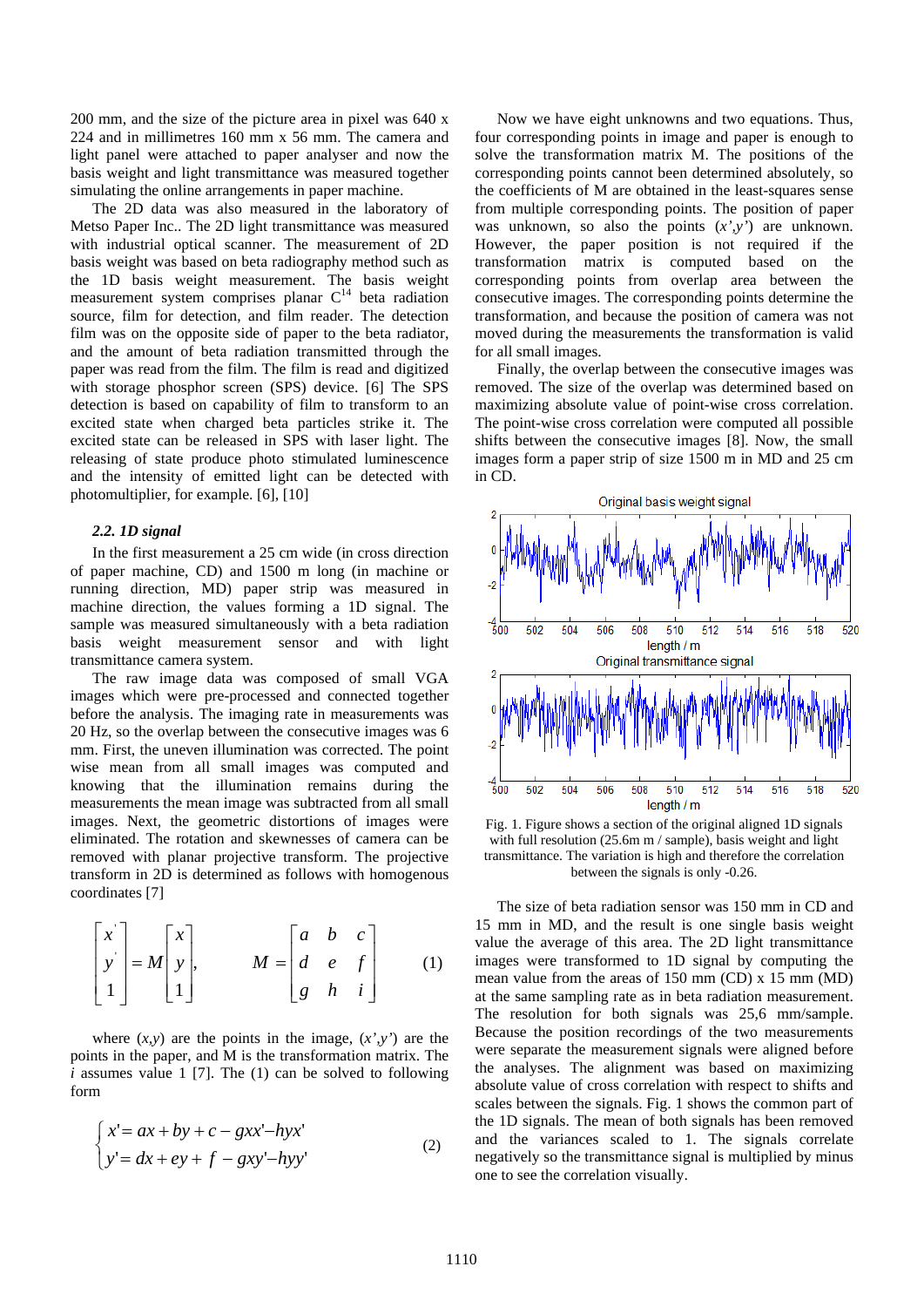200 mm, and the size of the picture area in pixel was 640 x 224 and in millimetres 160 mm x 56 mm. The camera and light panel were attached to paper analyser and now the basis weight and light transmittance was measured together simulating the online arrangements in paper machine.

The 2D data was also measured in the laboratory of Metso Paper Inc.. The 2D light transmittance was measured with industrial optical scanner. The measurement of 2D basis weight was based on beta radiography method such as the 1D basis weight measurement. The basis weight measurement system comprises planar $C^{14}$ beta radiation source, film for detection, and film reader. The detection film was on the opposite side of paper to the beta radiator, and the amount of beta radiation transmitted through the paper was read from the film. The film is read and digitized with storage phosphor screen (SPS) device. [6] The SPS detection is based on capability of film to transform to an excited state when charged beta particles strike it. The excited state can be released in SPS with laser light. The releasing of state produce photo stimulated luminescence and the intensity of emitted light can be detected with photomultiplier, for example. [6], [10]

### *2.2. 1D signal*

In the first measurement a 25 cm wide (in cross direction of paper machine, CD) and 1500 m long (in machine or running direction, MD) paper strip was measured in machine direction, the values forming a 1D signal. The sample was measured simultaneously with a beta radiation basis weight measurement sensor and with light transmittance camera system.

The raw image data was composed of small VGA images which were pre-processed and connected together before the analysis. The imaging rate in measurements was 20 Hz, so the overlap between the consecutive images was 6 mm. First, the uneven illumination was corrected. The point wise mean from all small images was computed and knowing that the illumination remains during the measurements the mean image was subtracted from all small images. Next, the geometric distortions of images were eliminated. The rotation and skewnesses of camera can be removed with planar projective transform. The projective transform in 2D is determined as follows with homogenous coordinates [7]

$$\begin{bmatrix} x' \\ y' \\ 1 \end{bmatrix} = M \begin{bmatrix} x \\ y \\ 1 \end{bmatrix}, \qquad M = \begin{bmatrix} a & b & c \\ d & e & f \\ g & h & i \end{bmatrix} \tag{1}$$

where $(x,y)$ are the points in the image, $(x',y')$ are the points in the paper, and M is the transformation matrix. The $i$ assumes value 1 [7]. The (1) can be solved to following form

$$\begin{cases} x' = ax + by + c - gxx' - hyx' \\ y' = dx + ey + f - gxy' - hyy' \end{cases} \tag{2}$$

Now we have eight unknowns and two equations. Thus, four corresponding points in image and paper is enough to solve the transformation matrix M. The positions of the corresponding points cannot been determined absolutely, so the coefficients of M are obtained in the least-squares sense from multiple corresponding points. The position of paper was unknown, so also the points $(x',y')$ are unknown. However, the paper position is not required if the transformation matrix is computed based on the corresponding points from overlap area between the consecutive images. The corresponding points determine the transformation, and because the position of camera was not moved during the measurements the transformation is valid for all small images.

Finally, the overlap between the consecutive images was removed. The size of the overlap was determined based on maximizing absolute value of point-wise cross correlation. The point-wise cross correlation were computed all possible shifts between the consecutive images [8]. Now, the small images form a paper strip of size 1500 m in MD and 25 cm in CD.

Fig. 1. Figure shows a section of the original aligned 1D signals with full resolution (25.6m m / sample), basis weight and light transmittance. The variation is high and therefore the correlation between the signals is only -0.26.

The size of beta radiation sensor was 150 mm in CD and 15 mm in MD, and the result is one single basis weight value the average of this area. The 2D light transmittance images were transformed to 1D signal by computing the mean value from the areas of 150 mm (CD) x 15 mm (MD) at the same sampling rate as in beta radiation measurement. The resolution for both signals was 25,6 mm/sample. Because the position recordings of the two measurements were separate the measurement signals were aligned before the analyses. The alignment was based on maximizing absolute value of cross correlation with respect to shifts and scales between the signals. Fig. 1 shows the common part of the 1D signals. The mean of both signals has been removed and the variances scaled to 1. The signals correlate negatively so the transmittance signal is multiplied by minus one to see the correlation visually.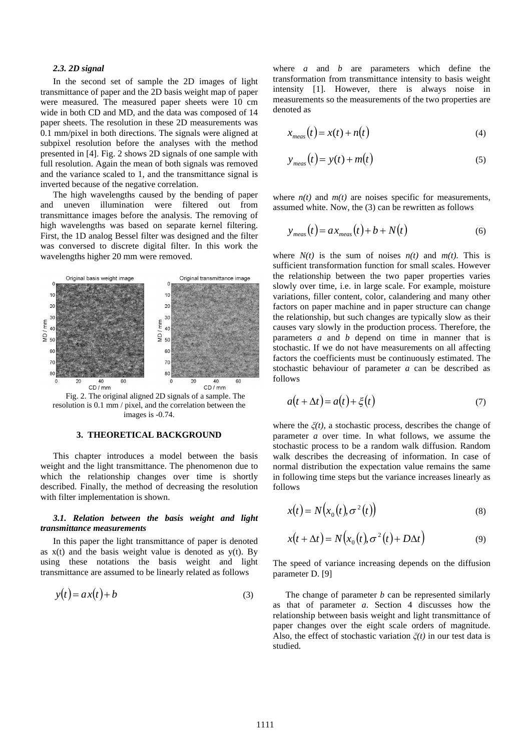### 2.3. 2D signal

In the second set of sample the 2D images of light transmittance of paper and the 2D basis weight map of paper were measured. The measured paper sheets were 10 cm wide in both CD and MD, and the data was composed of 14 paper sheets. The resolution in these 2D measurements was 0.1 mm/pixel in both directions. The signals were aligned at subpixel resolution before the analyses with the method presented in [4]. Fig. 2 shows 2D signals of one sample with full resolution. Again the mean of both signals was removed and the variance scaled to 1, and the transmittance signal is inverted because of the negative correlation.

The high wavelengths caused by the bending of paper and uneven illumination were filtered out from transmittance images before the analysis. The removing of high wavelengths was based on separate kernel filtering. First, the 1D analog Bessel filter was designed and the filter was conversed to discrete digital filter. In this work the wavelengths higher 20 mm were removed.

Fig. 2. The original aligned 2D signals of a sample. The resolution is 0.1 mm / pixel, and the correlation between the images is -0.74.

## 3. THEORETICAL BACKGROUND

This chapter introduces a model between the basis weight and the light transmittance. The phenomenon due to which the relationship changes over time is shortly described. Finally, the method of decreasing the resolution with filter implementation is shown.

### 3.1. Relation between the basis weight and light transmittance measurements

In this paper the light transmittance of paper is denoted as x(t) and the basis weight value is denoted as y(t). By using these notations the basis weight and light transmittance are assumed to be linearly related as follows

$$y(t) = ax(t) + b \tag{3}$$

where *a* and *b* are parameters which define the transformation from transmittance intensity to basis weight intensity [1]. However, there is always noise in measurements so the measurements of the two properties are denoted as

$$x_{meas}(t) = x(t) + n(t) \tag{4}$$

$$y_{meas}(t) = y(t) + m(t) \tag{5}$$

where *n(t)* and *m(t)* are noises specific for measurements, assumed white. Now, the (3) can be rewritten as follows

$$y_{meas}(t) = a\,x_{meas}(t) + b + N(t) \tag{6}$$

where *N(t)* is the sum of noises *n(t)* and *m(t).* This is sufficient transformation function for small scales. However the relationship between the two paper properties varies slowly over time, i.e. in large scale. For example, moisture variations, filler content, color, calandering and many other factors on paper machine and in paper structure can change the relationship, but such changes are typically slow as their causes vary slowly in the production process. Therefore, the parameters *a* and *b* depend on time in manner that is stochastic. If we do not have measurements on all affecting factors the coefficients must be continuously estimated. The stochastic behaviour of parameter *a* can be described as follows

$$a(t + \Delta t) = a(t) + \xi(t) \tag{7}$$

where the $\xi(t)$, a stochastic process, describes the change of parameter *a* over time. In what follows, we assume the stochastic process to be a random walk diffusion. Random walk describes the decreasing of information. In case of normal distribution the expectation value remains the same in following time steps but the variance increases linearly as follows

$$x(t) = N\left(x_0(t), \sigma^2(t)\right) \tag{8}$$

$$x(t + \Delta t) = N\left(x_0(t), \sigma^2(t) + D\Delta t\right) \tag{9}$$

The speed of variance increasing depends on the diffusion parameter D. [9]

The change of parameter *b* can be represented similarly as that of parameter *a*. Section 4 discusses how the relationship between basis weight and light transmittance of paper changes over the eight scale orders of magnitude. Also, the effect of stochastic variation $\xi(t)$ in our test data is studied.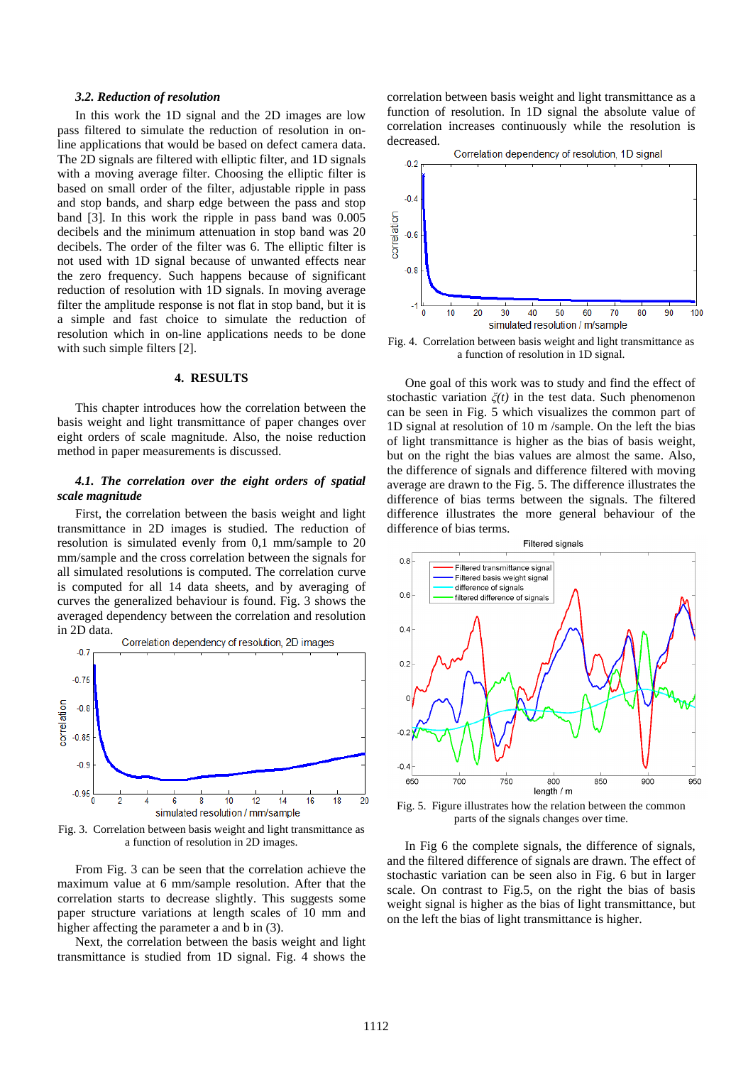### *3.2. Reduction of resolution*

In this work the 1D signal and the 2D images are low pass filtered to simulate the reduction of resolution in on-line applications that would be based on defect camera data. The 2D signals are filtered with elliptic filter, and 1D signals with a moving average filter. Choosing the elliptic filter is based on small order of the filter, adjustable ripple in pass and stop bands, and sharp edge between the pass and stop band [3]. In this work the ripple in pass band was 0.005 decibels and the minimum attenuation in stop band was 20 decibels. The order of the filter was 6. The elliptic filter is not used with 1D signal because of unwanted effects near the zero frequency. Such happens because of significant reduction of resolution with 1D signals. In moving average filter the amplitude response is not flat in stop band, but it is a simple and fast choice to simulate the reduction of resolution which in on-line applications needs to be done with such simple filters [2].

## 4. RESULTS

This chapter introduces how the correlation between the basis weight and light transmittance of paper changes over eight orders of scale magnitude. Also, the noise reduction method in paper measurements is discussed.

### *4.1. The correlation over the eight orders of spatial scale magnitude*

First, the correlation between the basis weight and light transmittance in 2D images is studied. The reduction of resolution is simulated evenly from 0,1 mm/sample to 20 mm/sample and the cross correlation between the signals for all simulated resolutions is computed. The correlation curve is computed for all 14 data sheets, and by averaging of curves the generalized behaviour is found. Fig. 3 shows the averaged dependency between the correlation and resolution in 2D data.

Fig. 3. Correlation between basis weight and light transmittance as a function of resolution in 2D images.

From Fig. 3 can be seen that the correlation achieve the maximum value at 6 mm/sample resolution. After that the correlation starts to decrease slightly. This suggests some paper structure variations at length scales of 10 mm and higher affecting the parameter a and b in (3).

Next, the correlation between the basis weight and light transmittance is studied from 1D signal. Fig. 4 shows the correlation between basis weight and light transmittance as a function of resolution. In 1D signal the absolute value of correlation increases continuously while the resolution is decreased.

Fig. 4. Correlation between basis weight and light transmittance as a function of resolution in 1D signal.

One goal of this work was to study and find the effect of stochastic variation $\xi(t)$ in the test data. Such phenomenon can be seen in Fig. 5 which visualizes the common part of 1D signal at resolution of 10 m /sample. On the left the bias of light transmittance is higher as the bias of basis weight, but on the right the bias values are almost the same. Also, the difference of signals and difference filtered with moving average are drawn to the Fig. 5. The difference illustrates the difference of bias terms between the signals. The filtered difference illustrates the more general behaviour of the difference of bias terms.

Fig. 5. Figure illustrates how the relation between the common parts of the signals changes over time.

In Fig 6 the complete signals, the difference of signals, and the filtered difference of signals are drawn. The effect of stochastic variation can be seen also in Fig. 6 but in larger scale. On contrast to Fig.5, on the right the bias of basis weight signal is higher as the bias of light transmittance, but on the left the bias of light transmittance is higher.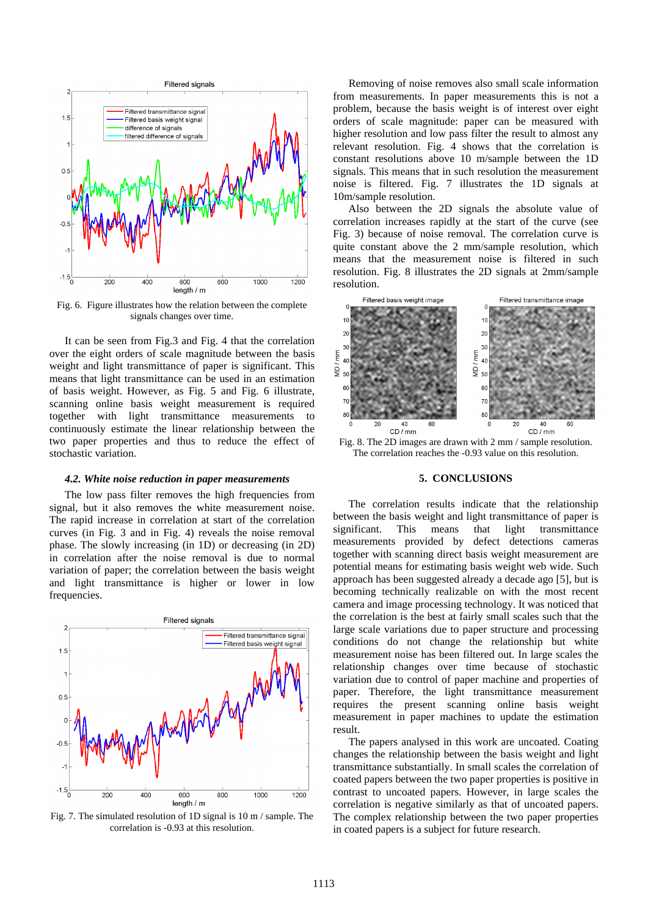Fig. 6. Figure illustrates how the relation between the complete signals changes over time.

It can be seen from Fig.3 and Fig. 4 that the correlation over the eight orders of scale magnitude between the basis weight and light transmittance of paper is significant. This means that light transmittance can be used in an estimation of basis weight. However, as Fig. 5 and Fig. 6 illustrate, scanning online basis weight measurement is required together with light transmittance measurements to continuously estimate the linear relationship between the two paper properties and thus to reduce the effect of stochastic variation.

### *4.2. White noise reduction in paper measurements*

The low pass filter removes the high frequencies from signal, but it also removes the white measurement noise. The rapid increase in correlation at start of the correlation curves (in Fig. 3 and in Fig. 4) reveals the noise removal phase. The slowly increasing (in 1D) or decreasing (in 2D) in correlation after the noise removal is due to normal variation of paper; the correlation between the basis weight and light transmittance is higher or lower in low frequencies.

Fig. 7. The simulated resolution of 1D signal is 10 m / sample. The correlation is -0.93 at this resolution.

Removing of noise removes also small scale information from measurements. In paper measurements this is not a problem, because the basis weight is of interest over eight orders of scale magnitude: paper can be measured with higher resolution and low pass filter the result to almost any relevant resolution. Fig. 4 shows that the correlation is constant resolutions above 10 m/sample between the 1D signals. This means that in such resolution the measurement noise is filtered. Fig. 7 illustrates the 1D signals at 10m/sample resolution.

Also between the 2D signals the absolute value of correlation increases rapidly at the start of the curve (see Fig. 3) because of noise removal. The correlation curve is quite constant above the 2 mm/sample resolution, which means that the measurement noise is filtered in such resolution. Fig. 8 illustrates the 2D signals at 2mm/sample resolution.

Fig. 8. The 2D images are drawn with 2 mm / sample resolution. The correlation reaches the -0.93 value on this resolution.

## 5. CONCLUSIONS

The correlation results indicate that the relationship between the basis weight and light transmittance of paper is significant. This means that light transmittance measurements provided by defect detections cameras together with scanning direct basis weight measurement are potential means for estimating basis weight wide. Such approach has been suggested already a decade ago [5], but is becoming technically realizable on with the most recent camera and image processing technology. It was noticed that the correlation is the best at fairly small scales such that the large scale variations due to paper structure and processing conditions do not change the relationship but white measurement noise has been filtered out. In large scales the relationship changes over time because of stochastic variation due to control of paper machine and properties of paper. Therefore, the light transmittance measurement requires the present scanning online basis weight measurement in paper machines to update the estimation result.

The papers analysed in this work are uncoated. Coating changes the relationship between the basis weight and light transmittance substantially. In small scales the correlation of coated papers between the two paper properties is positive in contrast to uncoated papers. However, in large scales the correlation is negative similarly as that of uncoated papers. The complex relationship between the two paper properties in coated papers is a subject for future research.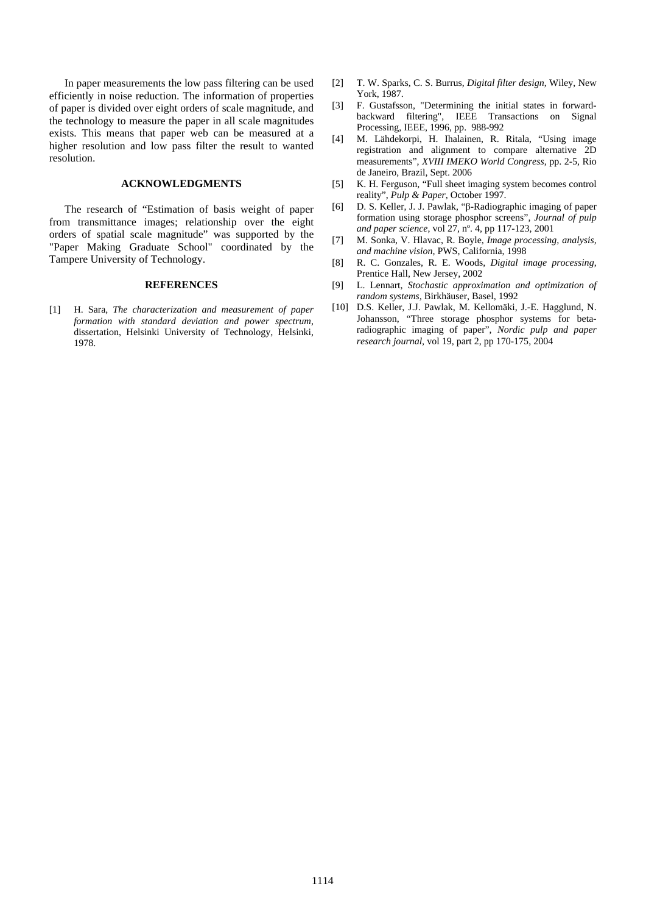In paper measurements the low pass filtering can be used efficiently in noise reduction. The information of properties of paper is divided over eight orders of scale magnitude, and the technology to measure the paper in all scale magnitudes exists. This means that paper web can be measured at a higher resolution and low pass filter the result to wanted resolution.

## ACKNOWLEDGMENTS

The research of "Estimation of basis weight of paper from transmittance images; relationship over the eight orders of spatial scale magnitude" was supported by the "Paper Making Graduate School" coordinated by the Tampere University of Technology.

## REFERENCES

[1] H. Sara, *The characterization and measurement of paper formation with standard deviation and power spectrum*, dissertation, Helsinki University of Technology, Helsinki, 1978.

[2] T. W. Sparks, C. S. Burrus, *Digital filter design*, Wiley, New York, 1987.

[3] F. Gustafsson, "Determining the initial states in forward-backward filtering", IEEE Transactions on Signal Processing, IEEE, 1996, pp. 988-992

[4] M. Lähdekorpi, H. Ihalainen, R. Ritala, "Using image registration and alignment to compare alternative 2D measurements", *XVIII IMEKO World Congress*, pp. 2-5, Rio de Janeiro, Brazil, Sept. 2006

[5] K. H. Ferguson, "Full sheet imaging system becomes control reality", *Pulp & Paper*, October 1997.

[6] D. S. Keller, J. J. Pawlak, "β-Radiographic imaging of paper formation using storage phosphor screens", *Journal of pulp and paper science*, vol 27, nº. 4, pp 117-123, 2001

[7] M. Sonka, V. Hlavac, R. Boyle, *Image processing, analysis, and machine vision*, PWS, California, 1998

[8] R. C. Gonzales, R. E. Woods, *Digital image processing*, Prentice Hall, New Jersey, 2002

[9] L. Lennart, *Stochastic approximation and optimization of random systems*, Birkhäuser, Basel, 1992

[10] D.S. Keller, J.J. Pawlak, M. Kellomäki, J.-E. Hagglund, N. Johansson, "Three storage phosphor systems for beta-radiographic imaging of paper", *Nordic pulp and paper research journal*, vol 19, part 2, pp 170-175, 2004